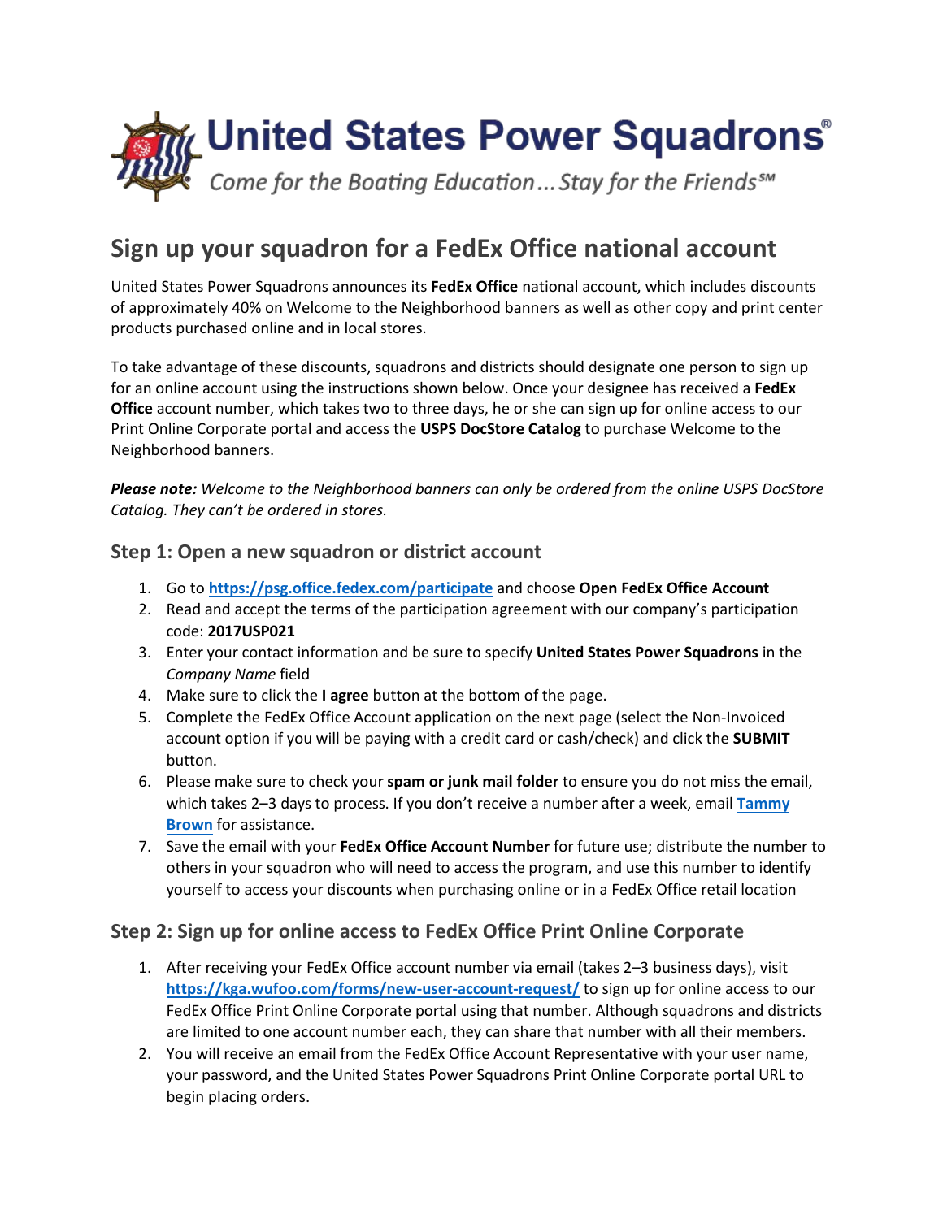# United States Power Squadrons®

*Come for the Boating Education…Stay for the Friends℠*

## Sign up your squadron for a FedEx Office national account

United States Power Squadrons announces its **FedEx Office** national account, which includes discounts of approximately 40% on Welcome to the Neighborhood banners as well as other copy and print center products purchased online and in local stores.

To take advantage of these discounts, squadrons and districts should designate one person to sign up for an online account using the instructions shown below. Once your designee has received a **FedEx Office** account number, which takes two to three days, he or she can sign up for online access to our Print Online Corporate portal and access the **USPS DocStore Catalog** to purchase Welcome to the Neighborhood banners.

***Please note:*** *Welcome to the Neighborhood banners can only be ordered from the online USPS DocStore Catalog. They can't be ordered in stores.*

### Step 1: Open a new squadron or district account

1. Go to **https://psg.office.fedex.com/participate** and choose **Open FedEx Office Account**
2. Read and accept the terms of the participation agreement with our company's participation code: **2017USP021**
3. Enter your contact information and be sure to specify **United States Power Squadrons** in the *Company Name* field
4. Make sure to click the **I agree** button at the bottom of the page.
5. Complete the FedEx Office Account application on the next page (select the Non-Invoiced account option if you will be paying with a credit card or cash/check) and click the **SUBMIT** button.
6. Please make sure to check your **spam or junk mail folder** to ensure you do not miss the email, which takes 2–3 days to process. If you don't receive a number after a week, email **Tammy Brown** for assistance.
7. Save the email with your **FedEx Office Account Number** for future use; distribute the number to others in your squadron who will need to access the program, and use this number to identify yourself to access your discounts when purchasing online or in a FedEx Office retail location

### Step 2: Sign up for online access to FedEx Office Print Online Corporate

1. After receiving your FedEx Office account number via email (takes 2–3 business days), visit **https://kga.wufoo.com/forms/new-user-account-request/** to sign up for online access to our FedEx Office Print Online Corporate portal using that number. Although squadrons and districts are limited to one account number each, they can share that number with all their members.
2. You will receive an email from the FedEx Office Account Representative with your user name, your password, and the United States Power Squadrons Print Online Corporate portal URL to begin placing orders.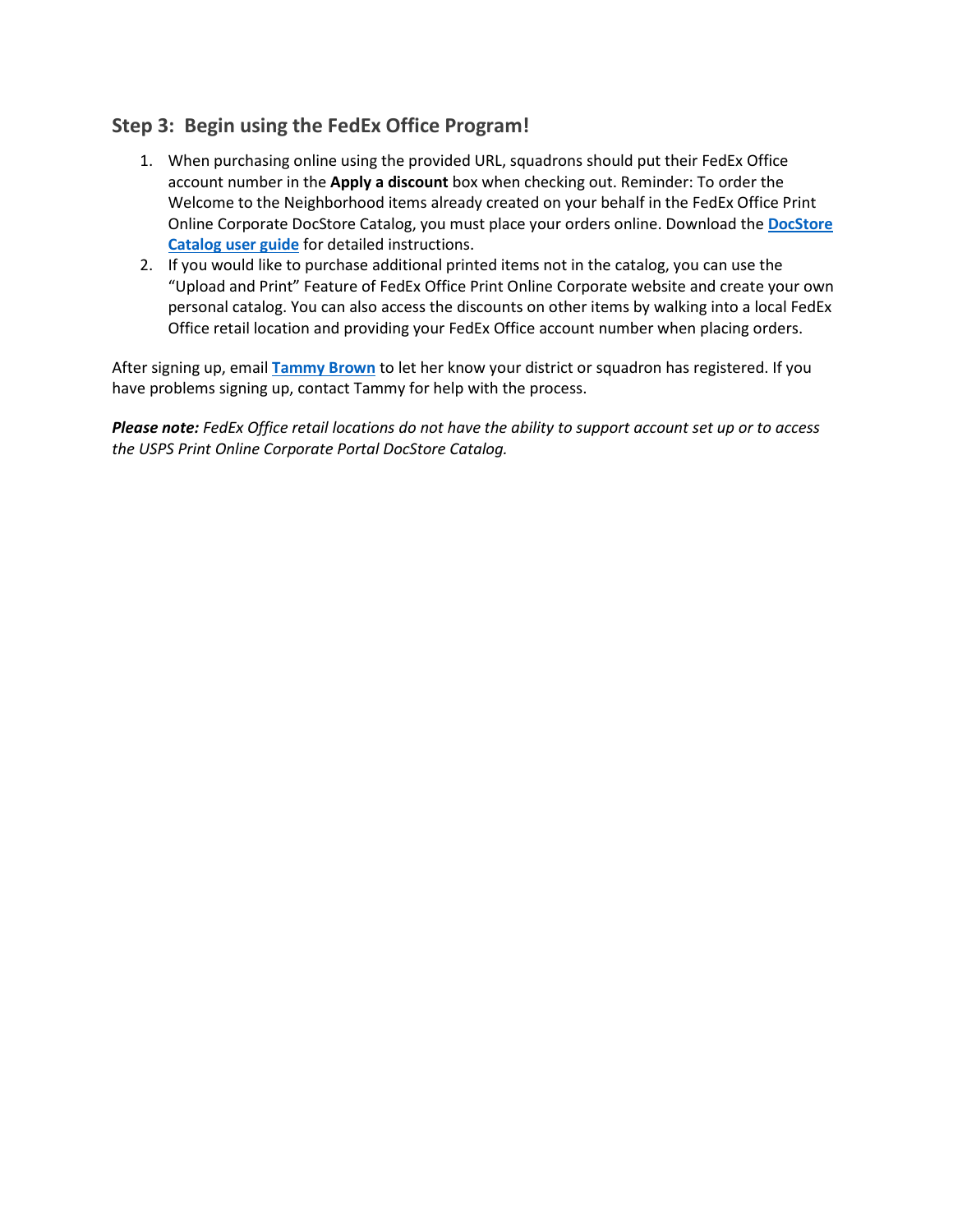### Step 3: Begin using the FedEx Office Program!

1. When purchasing online using the provided URL, squadrons should put their FedEx Office account number in the **Apply a discount** box when checking out. Reminder: To order the Welcome to the Neighborhood items already created on your behalf in the FedEx Office Print Online Corporate DocStore Catalog, you must place your orders online. Download the **DocStore Catalog user guide** for detailed instructions.
2. If you would like to purchase additional printed items not in the catalog, you can use the "Upload and Print" Feature of FedEx Office Print Online Corporate website and create your own personal catalog. You can also access the discounts on other items by walking into a local FedEx Office retail location and providing your FedEx Office account number when placing orders.

After signing up, email **Tammy Brown** to let her know your district or squadron has registered. If you have problems signing up, contact Tammy for help with the process.

***Please note:*** *FedEx Office retail locations do not have the ability to support account set up or to access the USPS Print Online Corporate Portal DocStore Catalog.*